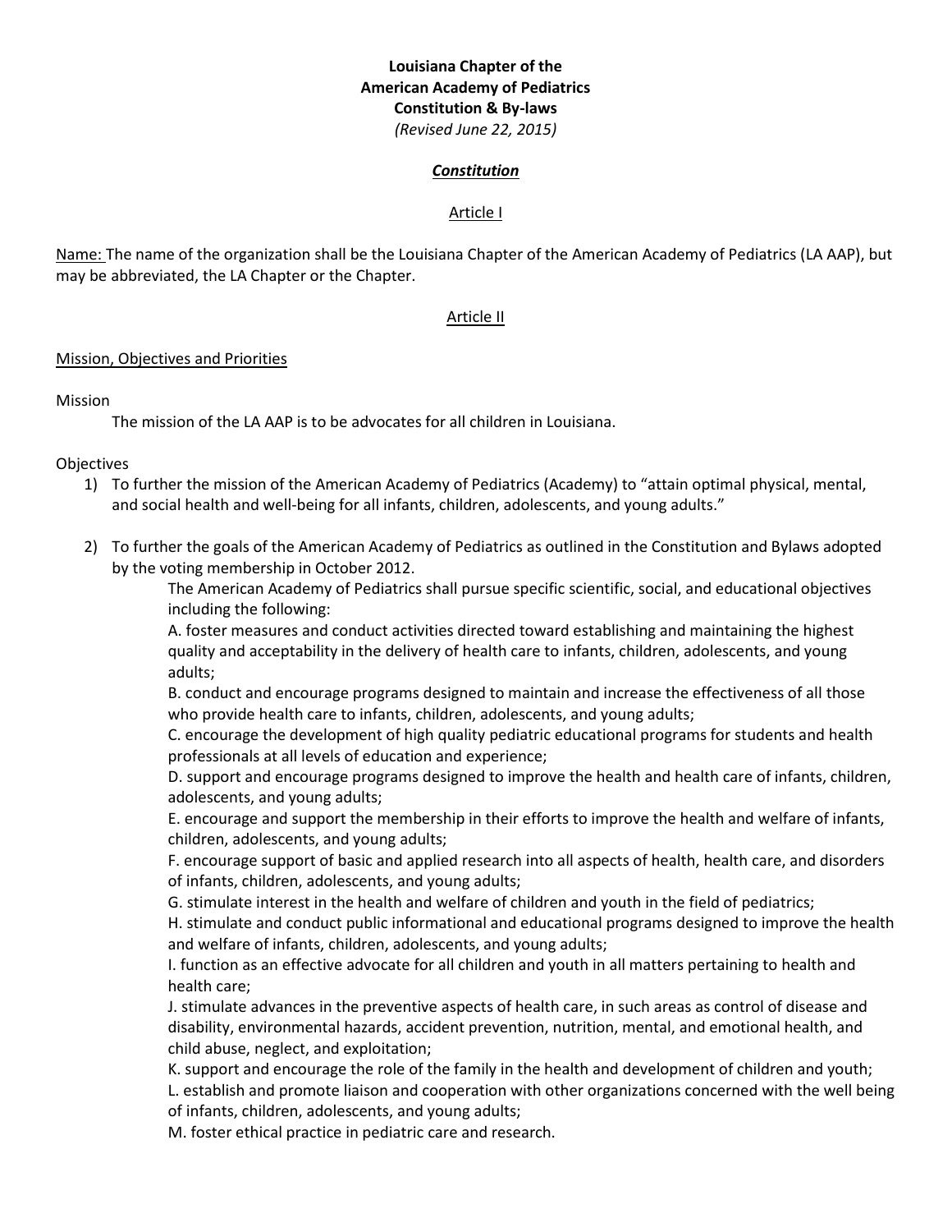**Louisiana Chapter of the**
**American Academy of Pediatrics**
**Constitution & By-laws**
*(Revised June 22, 2015)*

# ***Constitution***

## Article I

Name: The name of the organization shall be the Louisiana Chapter of the American Academy of Pediatrics (LA AAP), but may be abbreviated, the LA Chapter or the Chapter.

## Article II

### Mission, Objectives and Priorities

Mission

The mission of the LA AAP is to be advocates for all children in Louisiana.

Objectives

1) To further the mission of the American Academy of Pediatrics (Academy) to "attain optimal physical, mental, and social health and well-being for all infants, children, adolescents, and young adults."

2) To further the goals of the American Academy of Pediatrics as outlined in the Constitution and Bylaws adopted by the voting membership in October 2012.

   The American Academy of Pediatrics shall pursue specific scientific, social, and educational objectives including the following:

   A. foster measures and conduct activities directed toward establishing and maintaining the highest quality and acceptability in the delivery of health care to infants, children, adolescents, and young adults;

   B. conduct and encourage programs designed to maintain and increase the effectiveness of all those who provide health care to infants, children, adolescents, and young adults;

   C. encourage the development of high quality pediatric educational programs for students and health professionals at all levels of education and experience;

   D. support and encourage programs designed to improve the health and health care of infants, children, adolescents, and young adults;

   E. encourage and support the membership in their efforts to improve the health and welfare of infants, children, adolescents, and young adults;

   F. encourage support of basic and applied research into all aspects of health, health care, and disorders of infants, children, adolescents, and young adults;

   G. stimulate interest in the health and welfare of children and youth in the field of pediatrics;

   H. stimulate and conduct public informational and educational programs designed to improve the health and welfare of infants, children, adolescents, and young adults;

   I. function as an effective advocate for all children and youth in all matters pertaining to health and health care;

   J. stimulate advances in the preventive aspects of health care, in such areas as control of disease and disability, environmental hazards, accident prevention, nutrition, mental, and emotional health, and child abuse, neglect, and exploitation;

   K. support and encourage the role of the family in the health and development of children and youth;

   L. establish and promote liaison and cooperation with other organizations concerned with the well being of infants, children, adolescents, and young adults;

   M. foster ethical practice in pediatric care and research.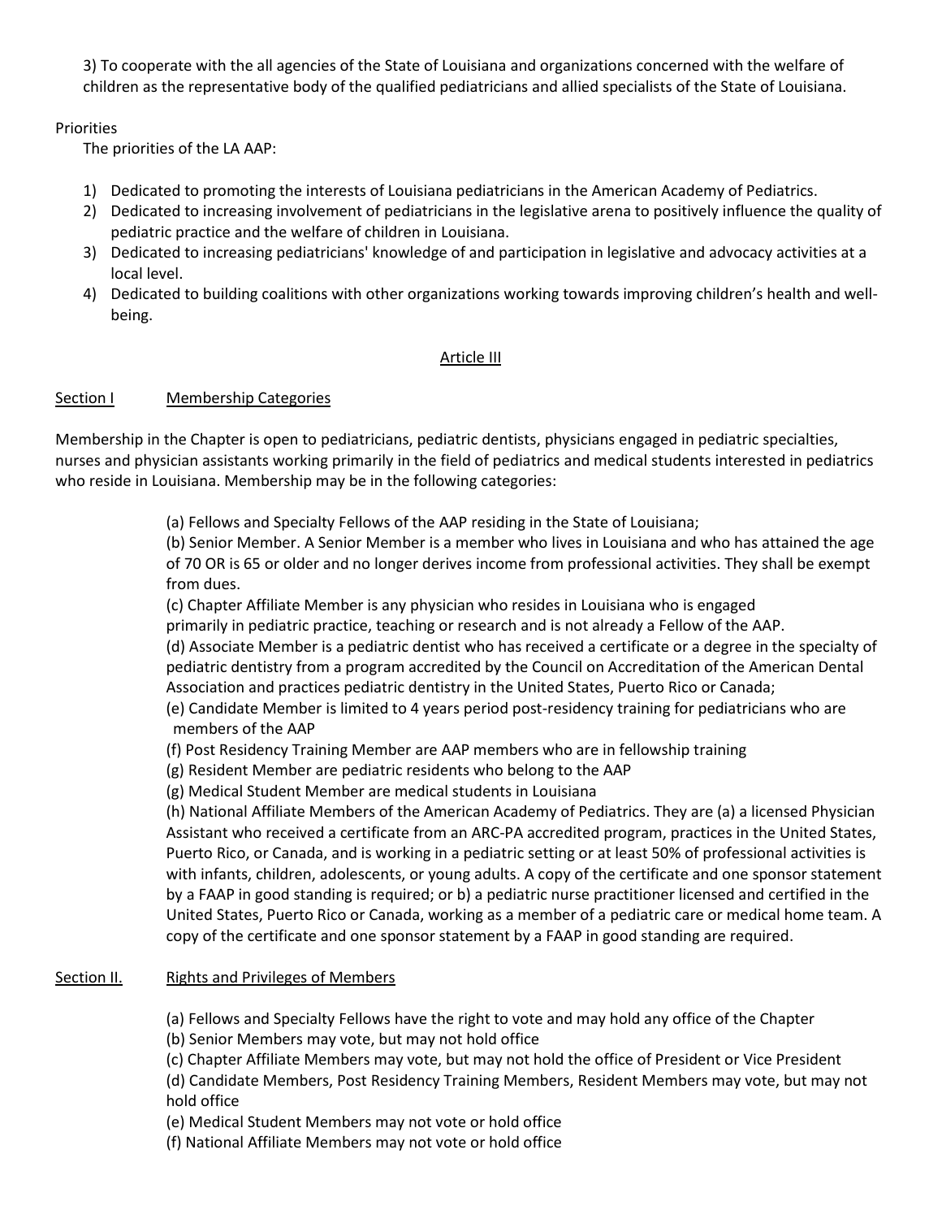3) To cooperate with the all agencies of the State of Louisiana and organizations concerned with the welfare of children as the representative body of the qualified pediatricians and allied specialists of the State of Louisiana.

Priorities

The priorities of the LA AAP:

1) Dedicated to promoting the interests of Louisiana pediatricians in the American Academy of Pediatrics.
2) Dedicated to increasing involvement of pediatricians in the legislative arena to positively influence the quality of pediatric practice and the welfare of children in Louisiana.
3) Dedicated to increasing pediatricians' knowledge of and participation in legislative and advocacy activities at a local level.
4) Dedicated to building coalitions with other organizations working towards improving children's health and well-being.

## Article III

### Section I Membership Categories

Membership in the Chapter is open to pediatricians, pediatric dentists, physicians engaged in pediatric specialties, nurses and physician assistants working primarily in the field of pediatrics and medical students interested in pediatrics who reside in Louisiana. Membership may be in the following categories:

(a) Fellows and Specialty Fellows of the AAP residing in the State of Louisiana;
(b) Senior Member. A Senior Member is a member who lives in Louisiana and who has attained the age of 70 OR is 65 or older and no longer derives income from professional activities. They shall be exempt from dues.
(c) Chapter Affiliate Member is any physician who resides in Louisiana who is engaged primarily in pediatric practice, teaching or research and is not already a Fellow of the AAP.
(d) Associate Member is a pediatric dentist who has received a certificate or a degree in the specialty of pediatric dentistry from a program accredited by the Council on Accreditation of the American Dental Association and practices pediatric dentistry in the United States, Puerto Rico or Canada;
(e) Candidate Member is limited to 4 years period post-residency training for pediatricians who are members of the AAP
(f) Post Residency Training Member are AAP members who are in fellowship training
(g) Resident Member are pediatric residents who belong to the AAP
(g) Medical Student Member are medical students in Louisiana
(h) National Affiliate Members of the American Academy of Pediatrics. They are (a) a licensed Physician Assistant who received a certificate from an ARC-PA accredited program, practices in the United States, Puerto Rico, or Canada, and is working in a pediatric setting or at least 50% of professional activities is with infants, children, adolescents, or young adults. A copy of the certificate and one sponsor statement by a FAAP in good standing is required; or b) a pediatric nurse practitioner licensed and certified in the United States, Puerto Rico or Canada, working as a member of a pediatric care or medical home team. A copy of the certificate and one sponsor statement by a FAAP in good standing are required.

### Section II. Rights and Privileges of Members

(a) Fellows and Specialty Fellows have the right to vote and may hold any office of the Chapter
(b) Senior Members may vote, but may not hold office
(c) Chapter Affiliate Members may vote, but may not hold the office of President or Vice President
(d) Candidate Members, Post Residency Training Members, Resident Members may vote, but may not hold office
(e) Medical Student Members may not vote or hold office
(f) National Affiliate Members may not vote or hold office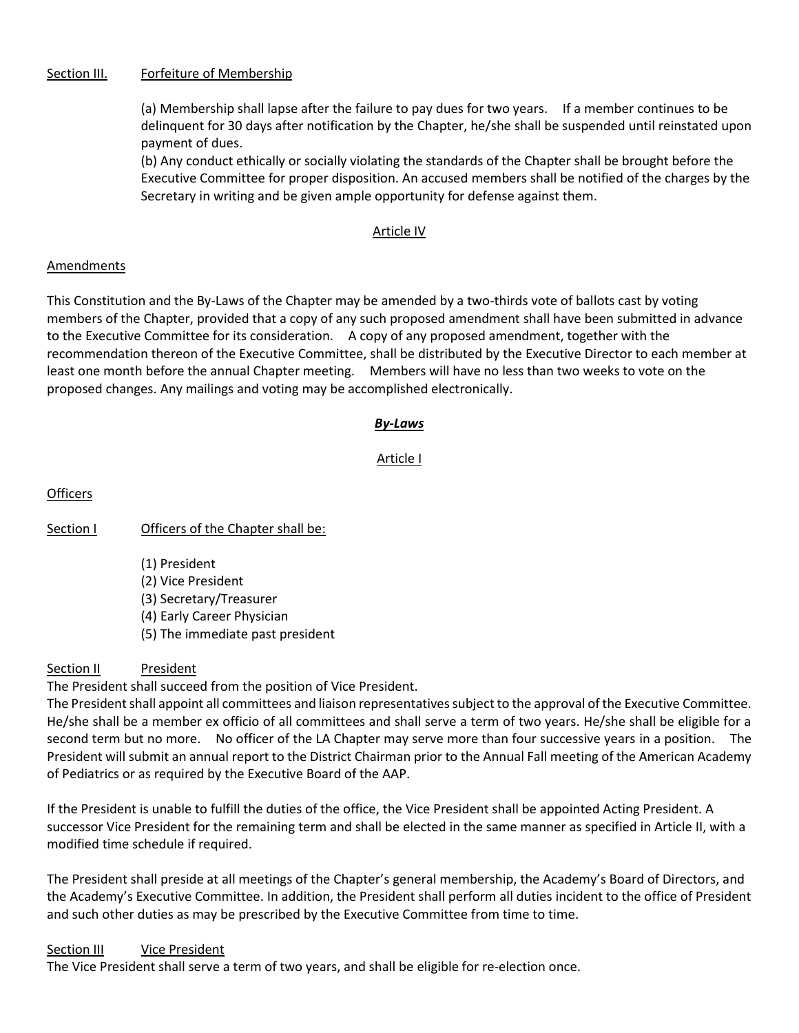Section III. Forfeiture of Membership

(a) Membership shall lapse after the failure to pay dues for two years. If a member continues to be delinquent for 30 days after notification by the Chapter, he/she shall be suspended until reinstated upon payment of dues.
(b) Any conduct ethically or socially violating the standards of the Chapter shall be brought before the Executive Committee for proper disposition. An accused members shall be notified of the charges by the Secretary in writing and be given ample opportunity for defense against them.

## Article IV

### Amendments

This Constitution and the By-Laws of the Chapter may be amended by a two-thirds vote of ballots cast by voting members of the Chapter, provided that a copy of any such proposed amendment shall have been submitted in advance to the Executive Committee for its consideration. A copy of any proposed amendment, together with the recommendation thereon of the Executive Committee, shall be distributed by the Executive Director to each member at least one month before the annual Chapter meeting. Members will have no less than two weeks to vote on the proposed changes. Any mailings and voting may be accomplished electronically.

# *By-Laws*

## Article I

### Officers

Section I Officers of the Chapter shall be:

(1) President
(2) Vice President
(3) Secretary/Treasurer
(4) Early Career Physician
(5) The immediate past president

Section II President

The President shall succeed from the position of Vice President.
The President shall appoint all committees and liaison representatives subject to the approval of the Executive Committee. He/she shall be a member ex officio of all committees and shall serve a term of two years. He/she shall be eligible for a second term but no more. No officer of the LA Chapter may serve more than four successive years in a position. The President will submit an annual report to the District Chairman prior to the Annual Fall meeting of the American Academy of Pediatrics or as required by the Executive Board of the AAP.

If the President is unable to fulfill the duties of the office, the Vice President shall be appointed Acting President. A successor Vice President for the remaining term and shall be elected in the same manner as specified in Article II, with a modified time schedule if required.

The President shall preside at all meetings of the Chapter's general membership, the Academy's Board of Directors, and the Academy's Executive Committee. In addition, the President shall perform all duties incident to the office of President and such other duties as may be prescribed by the Executive Committee from time to time.

Section III Vice President

The Vice President shall serve a term of two years, and shall be eligible for re-election once.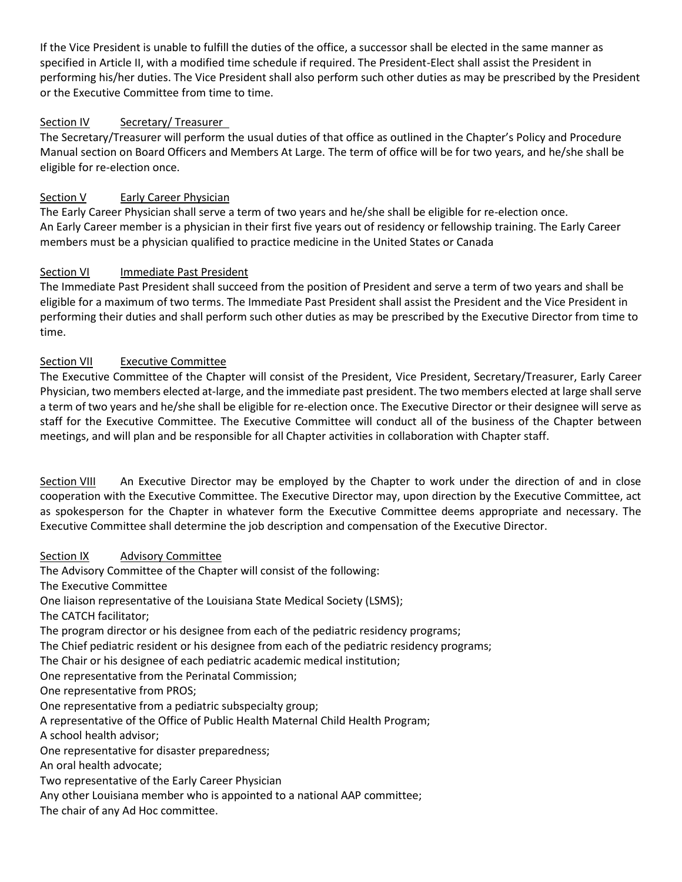If the Vice President is unable to fulfill the duties of the office, a successor shall be elected in the same manner as specified in Article II, with a modified time schedule if required. The President-Elect shall assist the President in performing his/her duties. The Vice President shall also perform such other duties as may be prescribed by the President or the Executive Committee from time to time.

Section IV Secretary/ Treasurer

The Secretary/Treasurer will perform the usual duties of that office as outlined in the Chapter's Policy and Procedure Manual section on Board Officers and Members At Large. The term of office will be for two years, and he/she shall be eligible for re-election once.

Section V Early Career Physician

The Early Career Physician shall serve a term of two years and he/she shall be eligible for re-election once.
An Early Career member is a physician in their first five years out of residency or fellowship training. The Early Career members must be a physician qualified to practice medicine in the United States or Canada

Section VI Immediate Past President

The Immediate Past President shall succeed from the position of President and serve a term of two years and shall be eligible for a maximum of two terms. The Immediate Past President shall assist the President and the Vice President in performing their duties and shall perform such other duties as may be prescribed by the Executive Director from time to time.

Section VII Executive Committee

The Executive Committee of the Chapter will consist of the President, Vice President, Secretary/Treasurer, Early Career Physician, two members elected at-large, and the immediate past president. The two members elected at large shall serve a term of two years and he/she shall be eligible for re-election once. The Executive Director or their designee will serve as staff for the Executive Committee. The Executive Committee will conduct all of the business of the Chapter between meetings, and will plan and be responsible for all Chapter activities in collaboration with Chapter staff.

Section VIII An Executive Director may be employed by the Chapter to work under the direction of and in close cooperation with the Executive Committee. The Executive Director may, upon direction by the Executive Committee, act as spokesperson for the Chapter in whatever form the Executive Committee deems appropriate and necessary. The Executive Committee shall determine the job description and compensation of the Executive Director.

Section IX Advisory Committee

The Advisory Committee of the Chapter will consist of the following:
The Executive Committee
One liaison representative of the Louisiana State Medical Society (LSMS);
The CATCH facilitator;
The program director or his designee from each of the pediatric residency programs;
The Chief pediatric resident or his designee from each of the pediatric residency programs;
The Chair or his designee of each pediatric academic medical institution;
One representative from the Perinatal Commission;
One representative from PROS;
One representative from a pediatric subspecialty group;
A representative of the Office of Public Health Maternal Child Health Program;
A school health advisor;
One representative for disaster preparedness;
An oral health advocate;
Two representative of the Early Career Physician
Any other Louisiana member who is appointed to a national AAP committee;
The chair of any Ad Hoc committee.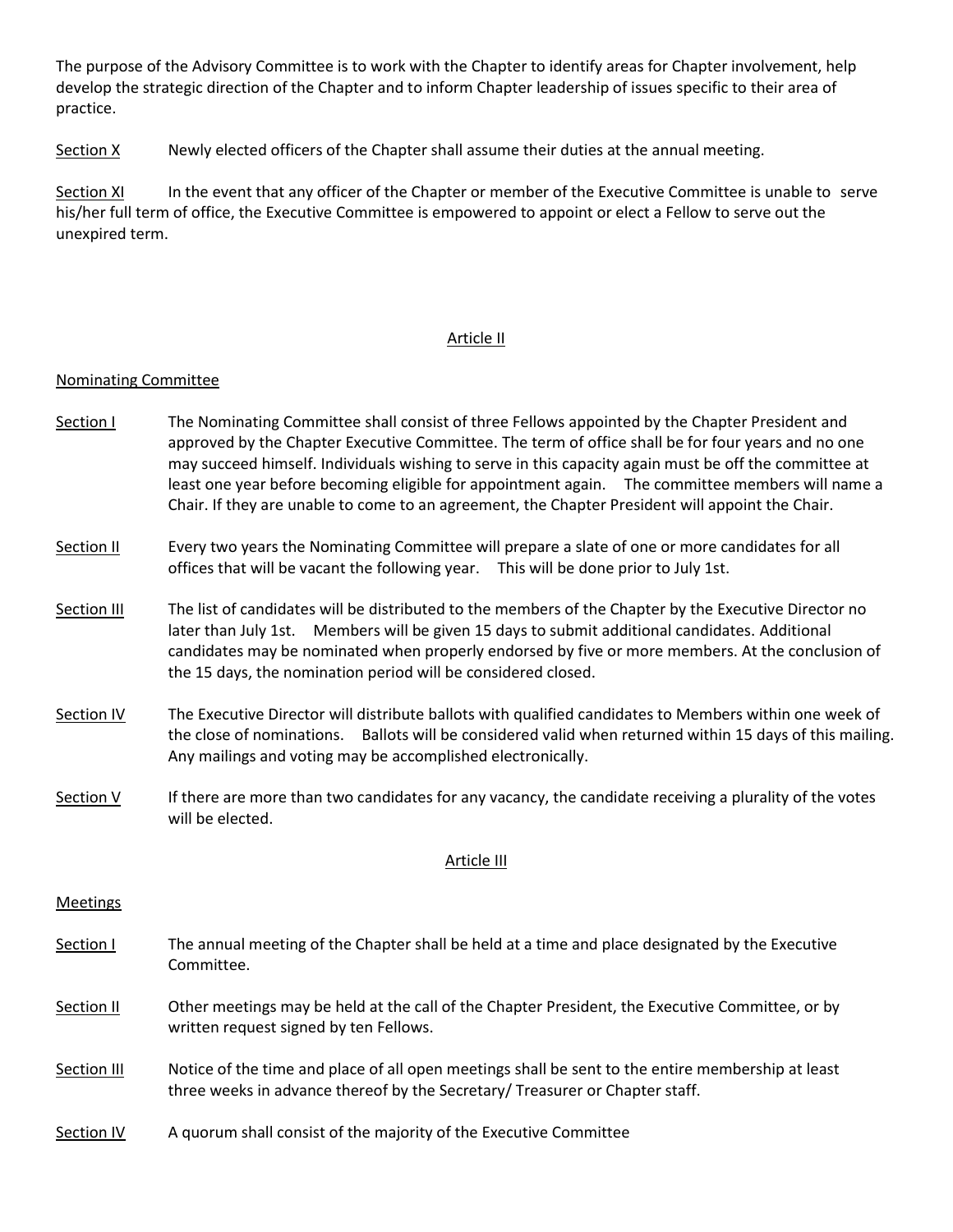The purpose of the Advisory Committee is to work with the Chapter to identify areas for Chapter involvement, help develop the strategic direction of the Chapter and to inform Chapter leadership of issues specific to their area of practice.

Section X  Newly elected officers of the Chapter shall assume their duties at the annual meeting.

Section XI  In the event that any officer of the Chapter or member of the Executive Committee is unable to serve his/her full term of office, the Executive Committee is empowered to appoint or elect a Fellow to serve out the unexpired term.

## Article II

### Nominating Committee

Section I  The Nominating Committee shall consist of three Fellows appointed by the Chapter President and approved by the Chapter Executive Committee. The term of office shall be for four years and no one may succeed himself. Individuals wishing to serve in this capacity again must be off the committee at least one year before becoming eligible for appointment again. The committee members will name a Chair. If they are unable to come to an agreement, the Chapter President will appoint the Chair.

Section II  Every two years the Nominating Committee will prepare a slate of one or more candidates for all offices that will be vacant the following year. This will be done prior to July 1st.

Section III  The list of candidates will be distributed to the members of the Chapter by the Executive Director no later than July 1st. Members will be given 15 days to submit additional candidates. Additional candidates may be nominated when properly endorsed by five or more members. At the conclusion of the 15 days, the nomination period will be considered closed.

Section IV  The Executive Director will distribute ballots with qualified candidates to Members within one week of the close of nominations. Ballots will be considered valid when returned within 15 days of this mailing. Any mailings and voting may be accomplished electronically.

Section V  If there are more than two candidates for any vacancy, the candidate receiving a plurality of the votes will be elected.

## Article III

### Meetings

Section I  The annual meeting of the Chapter shall be held at a time and place designated by the Executive Committee.

Section II  Other meetings may be held at the call of the Chapter President, the Executive Committee, or by written request signed by ten Fellows.

Section III  Notice of the time and place of all open meetings shall be sent to the entire membership at least three weeks in advance thereof by the Secretary/ Treasurer or Chapter staff.

Section IV  A quorum shall consist of the majority of the Executive Committee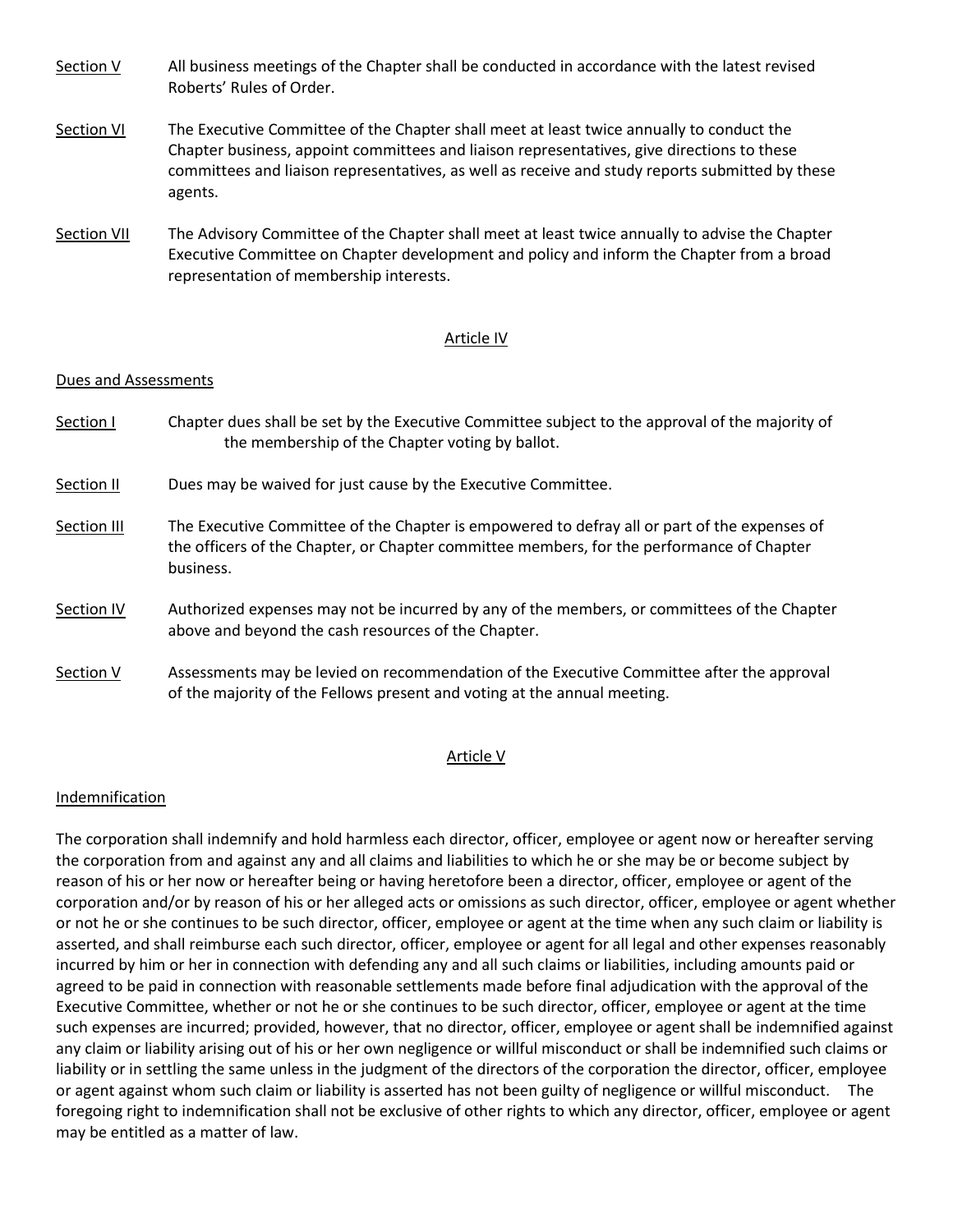Section V All business meetings of the Chapter shall be conducted in accordance with the latest revised Roberts' Rules of Order.

Section VI The Executive Committee of the Chapter shall meet at least twice annually to conduct the Chapter business, appoint committees and liaison representatives, give directions to these committees and liaison representatives, as well as receive and study reports submitted by these agents.

Section VII The Advisory Committee of the Chapter shall meet at least twice annually to advise the Chapter Executive Committee on Chapter development and policy and inform the Chapter from a broad representation of membership interests.

## Article IV

### Dues and Assessments

Section I Chapter dues shall be set by the Executive Committee subject to the approval of the majority of the membership of the Chapter voting by ballot.

Section II Dues may be waived for just cause by the Executive Committee.

Section III The Executive Committee of the Chapter is empowered to defray all or part of the expenses of the officers of the Chapter, or Chapter committee members, for the performance of Chapter business.

Section IV Authorized expenses may not be incurred by any of the members, or committees of the Chapter above and beyond the cash resources of the Chapter.

Section V Assessments may be levied on recommendation of the Executive Committee after the approval of the majority of the Fellows present and voting at the annual meeting.

## Article V

### Indemnification

The corporation shall indemnify and hold harmless each director, officer, employee or agent now or hereafter serving the corporation from and against any and all claims and liabilities to which he or she may be or become subject by reason of his or her now or hereafter being or having heretofore been a director, officer, employee or agent of the corporation and/or by reason of his or her alleged acts or omissions as such director, officer, employee or agent whether or not he or she continues to be such director, officer, employee or agent at the time when any such claim or liability is asserted, and shall reimburse each such director, officer, employee or agent for all legal and other expenses reasonably incurred by him or her in connection with defending any and all such claims or liabilities, including amounts paid or agreed to be paid in connection with reasonable settlements made before final adjudication with the approval of the Executive Committee, whether or not he or she continues to be such director, officer, employee or agent at the time such expenses are incurred; provided, however, that no director, officer, employee or agent shall be indemnified against any claim or liability arising out of his or her own negligence or willful misconduct or shall be indemnified such claims or liability or in settling the same unless in the judgment of the directors of the corporation the director, officer, employee or agent against whom such claim or liability is asserted has not been guilty of negligence or willful misconduct. The foregoing right to indemnification shall not be exclusive of other rights to which any director, officer, employee or agent may be entitled as a matter of law.